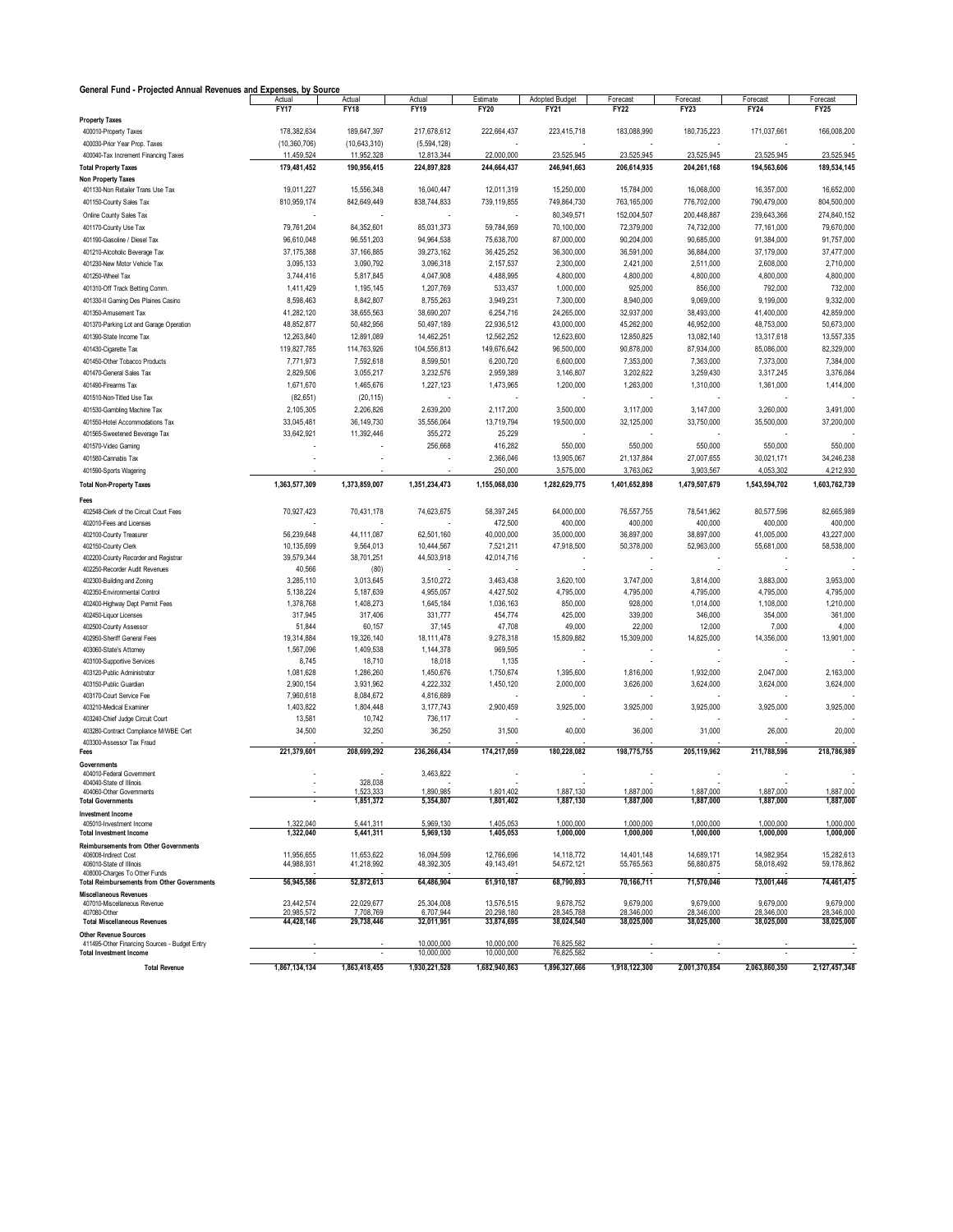## General Fund - Projected Annual Revenues and Expenses, by Source

| | Actual FY17 | Actual FY18 | Actual FY19 | Estimate FY20 | Adopted Budget FY21 | Forecast FY22 | Forecast FY23 | Forecast FY24 | Forecast FY25 |
|---|---|---|---|---|---|---|---|---|---|
| **Property Taxes** | | | | | | | | | |
| 400010-Property Taxes | 178,382,634 | 189,647,397 | 217,678,612 | 222,664,437 | 223,415,718 | 183,088,990 | 180,735,223 | 171,037,661 | 166,008,200 |
| 400030-Prior Year Prop. Taxes | (10,360,706) | (10,643,310) | (5,594,128) | - | - | - | - | - | - |
| 400040-Tax Increment Financing Taxes | 11,459,524 | 11,952,328 | 12,813,344 | 22,000,000 | 23,525,945 | 23,525,945 | 23,525,945 | 23,525,945 | 23,525,945 |
| **Total Property Taxes** | **179,481,452** | **190,956,415** | **224,897,828** | **244,664,437** | **246,941,663** | **206,614,935** | **204,261,168** | **194,563,606** | **189,534,145** |
| **Non Property Taxes** | | | | | | | | | |
| 401130-Non Retailer Trans Use Tax | 19,011,227 | 15,556,348 | 16,040,447 | 12,011,319 | 15,250,000 | 15,784,000 | 16,068,000 | 16,357,000 | 16,652,000 |
| 401150-County Sales Tax | 810,959,174 | 842,649,449 | 838,744,833 | 739,119,855 | 749,864,730 | 763,165,000 | 776,702,000 | 790,479,000 | 804,500,000 |
| Online County Sales Tax | - | - | - | - | 80,349,571 | 152,004,507 | 200,448,887 | 239,643,366 | 274,840,152 |
| 401170-County Use Tax | 79,761,204 | 84,352,601 | 85,031,373 | 59,784,959 | 70,100,000 | 72,379,000 | 74,732,000 | 77,161,000 | 79,670,000 |
| 401190-Gasoline / Diesel Tax | 96,610,048 | 96,551,203 | 94,964,538 | 75,638,700 | 87,000,000 | 90,204,000 | 90,685,000 | 91,384,000 | 91,757,000 |
| 401210-Alcoholic Beverage Tax | 37,175,388 | 37,166,885 | 39,273,162 | 36,425,252 | 36,300,000 | 36,591,000 | 36,884,000 | 37,179,000 | 37,477,000 |
| 401230-New Motor Vehicle Tax | 3,095,133 | 3,090,792 | 3,096,318 | 2,157,537 | 2,300,000 | 2,421,000 | 2,511,000 | 2,608,000 | 2,710,000 |
| 401250-Wheel Tax | 3,744,416 | 5,817,845 | 4,047,908 | 4,488,995 | 4,800,000 | 4,800,000 | 4,800,000 | 4,800,000 | 4,800,000 |
| 401310-Off Track Betting Comm. | 1,411,429 | 1,195,145 | 1,207,769 | 533,437 | 1,000,000 | 925,000 | 856,000 | 792,000 | 732,000 |
| 401330-II Gaming Des Plaines Casino | 8,598,463 | 8,842,807 | 8,755,263 | 3,949,231 | 7,300,000 | 8,940,000 | 9,069,000 | 9,199,000 | 9,332,000 |
| 401350-Amusement Tax | 41,282,120 | 38,655,563 | 38,690,207 | 6,254,716 | 24,265,000 | 32,937,000 | 38,493,000 | 41,400,000 | 42,859,000 |
| 401370-Parking Lot and Garage Operation | 48,852,877 | 50,482,956 | 50,497,189 | 22,936,512 | 43,000,000 | 45,262,000 | 46,952,000 | 48,753,000 | 50,673,000 |
| 401390-State Income Tax | 12,263,840 | 12,891,089 | 14,462,251 | 12,562,252 | 12,623,600 | 12,850,825 | 13,082,140 | 13,317,618 | 13,557,335 |
| 401430-Cigarette Tax | 119,827,785 | 114,763,926 | 104,556,813 | 149,676,642 | 96,500,000 | 90,878,000 | 87,934,000 | 85,086,000 | 82,329,000 |
| 401450-Other Tobacco Products | 7,771,973 | 7,592,618 | 8,599,501 | 6,200,720 | 6,600,000 | 7,353,000 | 7,363,000 | 7,373,000 | 7,384,000 |
| 401470-General Sales Tax | 2,829,506 | 3,055,217 | 3,232,576 | 2,959,389 | 3,146,807 | 3,202,622 | 3,259,430 | 3,317,245 | 3,376,084 |
| 401490-Firearms Tax | 1,671,670 | 1,465,676 | 1,227,123 | 1,473,965 | 1,200,000 | 1,263,000 | 1,310,000 | 1,361,000 | 1,414,000 |
| 401510-Non-Titled Use Tax | (82,651) | (20,115) | - | - | - | - | - | - | - |
| 401530-Gambling Machine Tax | 2,105,305 | 2,206,826 | 2,639,200 | 2,117,200 | 3,500,000 | 3,117,000 | 3,147,000 | 3,260,000 | 3,491,000 |
| 401550-Hotel Accommodations Tax | 33,045,481 | 36,149,730 | 35,556,064 | 13,719,794 | 19,500,000 | 32,125,000 | 33,750,000 | 35,500,000 | 37,200,000 |
| 401565-Sweetened Beverage Tax | 33,642,921 | 11,392,446 | 355,272 | 25,229 | - | - | - | - | - |
| 401570-Video Gaming | - | - | 256,668 | 416,282 | 550,000 | 550,000 | 550,000 | 550,000 | 550,000 |
| 401580-Cannabis Tax | - | - | - | 2,366,046 | 13,905,067 | 21,137,884 | 27,007,655 | 30,021,171 | 34,246,238 |
| 401590-Sports Wagering | - | - | - | 250,000 | 3,575,000 | 3,763,062 | 3,903,567 | 4,053,302 | 4,212,930 |
| **Total Non-Property Taxes** | **1,363,577,309** | **1,373,859,007** | **1,351,234,473** | **1,155,068,030** | **1,282,629,775** | **1,401,652,898** | **1,479,507,679** | **1,543,594,702** | **1,603,762,739** |
| **Fees** | | | | | | | | | |
| 402548-Clerk of the Circuit Court Fees | 70,927,423 | 70,431,178 | 74,623,675 | 58,397,245 | 64,000,000 | 76,557,755 | 78,541,962 | 80,577,596 | 82,665,989 |
| 402010-Fees and Licenses | - | - | - | 472,500 | 400,000 | 400,000 | 400,000 | 400,000 | 400,000 |
| 402100-County Treasurer | 56,239,648 | 44,111,087 | 62,501,160 | 40,000,000 | 35,000,000 | 36,897,000 | 38,897,000 | 41,005,000 | 43,227,000 |
| 402150-County Clerk | 10,135,699 | 9,564,013 | 10,444,567 | 7,521,211 | 47,918,500 | 50,378,000 | 52,963,000 | 55,681,000 | 58,538,000 |
| 402200-County Recorder and Registrar | 39,579,344 | 38,701,251 | 44,503,918 | 42,014,716 | - | - | - | - | - |
| 402250-Recorder Audit Revenues | 40,566 | (80) | - | - | - | - | - | - | - |
| 402300-Building and Zoning | 3,285,110 | 3,013,645 | 3,510,272 | 3,463,438 | 3,620,100 | 3,747,000 | 3,814,000 | 3,883,000 | 3,953,000 |
| 402350-Environmental Control | 5,138,224 | 5,187,639 | 4,955,057 | 4,427,502 | 4,795,000 | 4,795,000 | 4,795,000 | 4,795,000 | 4,795,000 |
| 402400-Highway Dept Permit Fees | 1,378,768 | 1,408,273 | 1,645,184 | 1,036,163 | 850,000 | 928,000 | 1,014,000 | 1,108,000 | 1,210,000 |
| 402450-Liquor Licenses | 317,945 | 317,406 | 331,777 | 454,774 | 425,000 | 339,000 | 346,000 | 354,000 | 361,000 |
| 402500-County Assessor | 51,844 | 60,157 | 37,145 | 47,708 | 49,000 | 22,000 | 12,000 | 7,000 | 4,000 |
| 402950-Sheriff General Fees | 19,314,884 | 19,326,140 | 18,111,478 | 9,278,318 | 15,809,882 | 15,309,000 | 14,825,000 | 14,356,000 | 13,901,000 |
| 403060-State's Attorney | 1,567,096 | 1,409,538 | 1,144,378 | 969,595 | - | - | - | - | - |
| 403100-Supportive Services | 8,745 | 18,710 | 18,018 | 1,135 | - | - | - | - | - |
| 403120-Public Administrator | 1,081,628 | 1,286,260 | 1,450,676 | 1,750,674 | 1,395,600 | 1,816,000 | 1,932,000 | 2,047,000 | 2,163,000 |
| 403150-Public Guardian | 2,900,154 | 3,931,962 | 4,222,332 | 1,450,120 | 2,000,000 | 3,626,000 | 3,624,000 | 3,624,000 | 3,624,000 |
| 403170-Court Service Fee | 7,960,618 | 8,084,672 | 4,816,689 | - | - | - | - | - | - |
| 403210-Medical Examiner | 1,403,822 | 1,804,448 | 3,177,743 | 2,900,459 | 3,925,000 | 3,925,000 | 3,925,000 | 3,925,000 | 3,925,000 |
| 403240-Chief Judge Circuit Court | 13,581 | 10,742 | 736,117 | - | - | - | - | - | - |
| 403280-Contract Compliance M/WBE Cert | 34,500 | 32,250 | 36,250 | 31,500 | 40,000 | 36,000 | 31,000 | 26,000 | 20,000 |
| 403300-Assessor Tax Fraud | - | - | - | - | - | - | - | - | - |
| **Fees** | **221,379,601** | **208,699,292** | **236,266,434** | **174,217,059** | **180,228,082** | **198,775,755** | **205,119,962** | **211,788,596** | **218,786,989** |
| **Governments** | | | | | | | | | |
| 404010-Federal Government | - | - | 3,463,822 | - | - | - | - | - | - |
| 404040-State of Illinois | - | 328,038 | - | - | - | - | - | - | - |
| 404060-Other Governments | - | 1,523,333 | 1,890,985 | 1,801,402 | 1,887,130 | 1,887,000 | 1,887,000 | 1,887,000 | 1,887,000 |
| **Total Governments** | **-** | **1,851,372** | **5,354,807** | **1,801,402** | **1,887,130** | **1,887,000** | **1,887,000** | **1,887,000** | **1,887,000** |
| **Investment Income** | | | | | | | | | |
| 405010-Investment Income | 1,322,040 | 5,441,311 | 5,969,130 | 1,405,053 | 1,000,000 | 1,000,000 | 1,000,000 | 1,000,000 | 1,000,000 |
| **Total Investment Income** | **1,322,040** | **5,441,311** | **5,969,130** | **1,405,053** | **1,000,000** | **1,000,000** | **1,000,000** | **1,000,000** | **1,000,000** |
| **Reimbursements from Other Governments** | | | | | | | | | |
| 406008-Indirect Cost | 11,956,655 | 11,653,622 | 16,094,599 | 12,766,696 | 14,118,772 | 14,401,148 | 14,689,171 | 14,982,954 | 15,282,613 |
| 406010-State of Illinois | 44,988,931 | 41,218,992 | 48,392,305 | 49,143,491 | 54,672,121 | 55,765,563 | 56,880,875 | 58,018,492 | 59,178,862 |
| 408000-Charges To Other Funds | - | - | - | - | - | - | - | - | - |
| **Total Reimbursements from Other Governments** | **56,945,586** | **52,872,613** | **64,486,904** | **61,910,187** | **68,790,893** | **70,166,711** | **71,570,046** | **73,001,446** | **74,461,475** |
| **Miscellaneous Revenues** | | | | | | | | | |
| 407010-Miscellaneous Revenue | 23,442,574 | 22,029,677 | 25,304,008 | 13,576,515 | 9,678,752 | 9,679,000 | 9,679,000 | 9,679,000 | 9,679,000 |
| 407080-Other | 20,985,572 | 7,708,769 | 6,707,944 | 20,298,180 | 28,345,788 | 28,346,000 | 28,346,000 | 28,346,000 | 28,346,000 |
| **Total Miscellaneous Revenues** | **44,428,146** | **29,738,446** | **32,011,951** | **33,874,695** | **38,024,540** | **38,025,000** | **38,025,000** | **38,025,000** | **38,025,000** |
| **Other Revenue Sources** | | | | | | | | | |
| 411495-Other Financing Sources - Budget Entry | - | - | 10,000,000 | 10,000,000 | 76,825,582 | - | - | - | - |
| **Total Investment Income** | **-** | **-** | **10,000,000** | **10,000,000** | **76,825,582** | **-** | **-** | **-** | **-** |
| **Total Revenue** | **1,867,134,134** | **1,863,418,455** | **1,930,221,528** | **1,682,940,863** | **1,896,327,666** | **1,918,122,300** | **2,001,370,854** | **2,063,860,350** | **2,127,457,348** |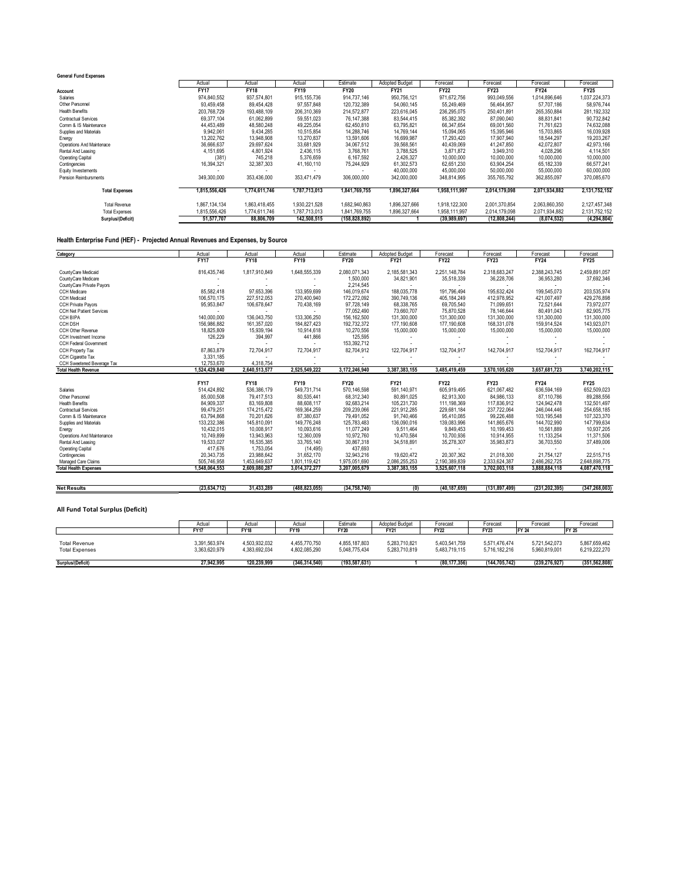**General Fund Expenses**

| | Actual | Actual | Actual | Estimate | Adopted Budget | Forecast | Forecast | Forecast | Forecast |
|---|---|---|---|---|---|---|---|---|---|
| **Account** | **FY17** | **FY18** | **FY19** | **FY20** | **FY21** | **FY22** | **FY23** | **FY24** | **FY25** |
| Salaries | 974,840,552 | 937,574,801 | 915,155,736 | 914,737,146 | 950,756,121 | 971,672,756 | 993,049,556 | 1,014,896,646 | 1,037,224,373 |
| Other Personnel | 93,459,458 | 89,454,428 | 97,557,848 | 120,732,389 | 54,060,145 | 55,249,469 | 56,464,957 | 57,707,186 | 58,976,744 |
| Health Benefits | 203,768,729 | 193,488,109 | 206,310,369 | 214,572,877 | 223,616,045 | 236,295,075 | 250,401,891 | 265,350,884 | 281,192,332 |
| Contractual Services | 69,377,104 | 61,062,899 | 59,551,023 | 76,147,388 | 83,544,415 | 85,382,392 | 87,090,040 | 88,831,841 | 90,732,842 |
| Comm & IS Maintenance | 44,453,489 | 48,580,248 | 49,225,054 | 62,450,810 | 63,795,821 | 66,347,654 | 69,001,560 | 71,761,623 | 74,632,088 |
| Supplies and Materials | 9,942,061 | 9,434,285 | 10,515,854 | 14,288,746 | 14,769,144 | 15,094,065 | 15,395,946 | 15,703,865 | 16,039,928 |
| Energy | 13,202,762 | 13,948,908 | 13,270,837 | 13,591,606 | 16,699,987 | 17,293,420 | 17,907,940 | 18,544,297 | 19,203,267 |
| Operations And Maintenace | 36,666,637 | 29,697,624 | 33,681,929 | 34,067,512 | 39,568,561 | 40,439,069 | 41,247,850 | 42,072,807 | 42,973,166 |
| Rental And Leasing | 4,151,695 | 4,801,924 | 2,436,115 | 3,768,761 | 3,788,525 | 3,871,872 | 3,949,310 | 4,028,296 | 4,114,501 |
| Operating Capital | (381) | 745,218 | 5,376,659 | 6,167,592 | 2,426,327 | 10,000,000 | 10,000,000 | 10,000,000 | 10,000,000 |
| Contingencies | 16,394,321 | 32,387,303 | 41,160,110 | 75,244,929 | 61,302,573 | 62,651,230 | 63,904,254 | 65,182,339 | 66,577,241 |
| Equity Investements | - | - | - | - | 40,000,000 | 45,000,000 | 50,000,000 | 55,000,000 | 60,000,000 |
| Pension Reimbursments | 349,300,000 | 353,436,000 | 353,471,479 | 306,000,000 | 342,000,000 | 348,814,995 | 355,765,792 | 362,855,097 | 370,085,670 |
| **Total Expenses** | **1,815,556,426** | **1,774,611,746** | **1,787,713,013** | **1,841,769,755** | **1,896,327,664** | **1,958,111,997** | **2,014,179,098** | **2,071,934,882** | **2,131,752,152** |
| Total Revenue | 1,867,134,134 | 1,863,418,455 | 1,930,221,528 | 1,682,940,863 | 1,896,327,666 | 1,918,122,300 | 2,001,370,854 | 2,063,860,350 | 2,127,457,348 |
| Total Expenses | 1,815,556,426 | 1,774,611,746 | 1,787,713,013 | 1,841,769,755 | 1,896,327,664 | 1,958,111,997 | 2,014,179,098 | 2,071,934,882 | 2,131,752,152 |
| **Surplus/(Deficit)** | **51,577,707** | **88,806,709** | **142,508,515** | **(158,828,892)** | **1** | **(39,989,697)** | **(12,808,244)** | **(8,074,532)** | **(4,294,804)** |

**Health Enterprise Fund (HEF) - Projected Annual Revenues and Expenses, by Source**

| Category | Actual | Actual | Actual | Estimate | Adopted Budget | Forecast | Forecast | Forecast | Forecast |
|---|---|---|---|---|---|---|---|---|---|
| | **FY17** | **FY18** | **FY19** | **FY20** | **FY21** | **FY22** | **FY23** | **FY24** | **FY25** |
| CountyCare Medicaid | 816,435,746 | 1,817,910,849 | 1,648,555,339 | 2,080,071,343 | 2,185,581,343 | 2,251,148,784 | 2,318,683,247 | 2,388,243,745 | 2,459,891,057 |
| CountyCare Medicare | - | - | - | 1,500,000 | 34,821,901 | 35,518,339 | 36,228,706 | 36,953,280 | 37,692,346 |
| CountyCare Private Payors | - | - | - | 2,214,545 | - | - | - | - | - |
| CCH Medicare | 85,582,418 | 97,653,396 | 133,959,699 | 146,019,674 | 188,035,778 | 191,796,494 | 195,632,424 | 199,545,073 | 203,535,974 |
| CCH Medicaid | 106,570,175 | 227,512,053 | 270,400,940 | 172,272,092 | 390,749,136 | 405,184,249 | 412,978,952 | 421,007,497 | 429,276,898 |
| CCH Private Payors | 95,953,847 | 106,678,647 | 70,438,169 | 97,728,149 | 68,338,765 | 69,705,540 | 71,099,651 | 72,521,644 | 73,972,077 |
| CCH Net Patient Services | - | - | - | 77,052,490 | 73,660,707 | 75,870,528 | 78,146,644 | 80,491,043 | 82,905,775 |
| CCH BIPA | 140,000,000 | 136,043,750 | 133,306,250 | 156,162,500 | 131,300,000 | 131,300,000 | 131,300,000 | 131,300,000 | 131,300,000 |
| CCH DSH | 156,986,882 | 161,357,020 | 184,827,423 | 192,732,372 | 177,190,608 | 177,190,608 | 168,331,078 | 159,914,524 | 143,923,071 |
| CCH Other Revenue | 18,825,809 | 15,939,194 | 10,914,618 | 10,270,556 | 15,000,000 | 15,000,000 | 15,000,000 | 15,000,000 | 15,000,000 |
| CCH Investment Income | 126,229 | 394,997 | 441,866 | 125,595 | - | - | - | - | - |
| CCH Federal Government | - | - | - | 153,392,712 | - | - | - | - | - |
| CCH Property Tax | 87,863,879 | 72,704,917 | 72,704,917 | 82,704,912 | 122,704,917 | 132,704,917 | 142,704,917 | 152,704,917 | 162,704,917 |
| CCH Cigarette Tax | 3,331,185 | - | - | - | - | - | - | - | - |
| CCH Sweetened Beverage Tax | 12,753,670 | 4,318,754 | - | - | - | - | - | - | - |
| **Total Health Revenue** | **1,524,429,840** | **2,640,513,577** | **2,525,549,222** | **3,172,246,940** | **3,387,383,155** | **3,485,419,459** | **3,570,105,620** | **3,657,681,723** | **3,740,202,115** |
| | **FY17** | **FY18** | **FY19** | **FY20** | **FY21** | **FY22** | **FY23** | **FY24** | **FY25** |
| Salaries | 514,424,892 | 536,386,179 | 549,731,714 | 570,146,598 | 591,140,971 | 605,919,495 | 621,067,482 | 636,594,169 | 652,509,023 |
| Other Personnel | 85,000,508 | 79,417,513 | 80,535,441 | 68,312,340 | 80,891,025 | 82,913,300 | 84,986,133 | 87,110,786 | 89,288,556 |
| Health Benefits | 84,909,337 | 83,169,808 | 88,608,117 | 92,683,214 | 105,231,730 | 111,198,369 | 117,836,912 | 124,942,478 | 132,501,497 |
| Contractual Services | 99,479,251 | 174,215,472 | 169,364,259 | 209,239,066 | 221,912,285 | 229,681,184 | 237,722,064 | 246,044,446 | 254,658,185 |
| Comm & IS Maintenance | 63,794,868 | 70,201,626 | 87,380,637 | 79,491,052 | 91,740,466 | 95,410,085 | 99,226,488 | 103,195,548 | 107,323,370 |
| Supplies and Materials | 133,232,386 | 145,810,091 | 149,776,248 | 125,783,483 | 136,090,016 | 139,083,996 | 141,865,676 | 144,702,990 | 147,799,634 |
| Energy | 10,432,015 | 10,008,917 | 10,093,616 | 11,077,249 | 9,511,464 | 9,849,453 | 10,199,453 | 10,561,889 | 10,937,205 |
| Operations And Maintenance | 10,749,899 | 13,943,963 | 12,360,009 | 10,972,760 | 10,470,584 | 10,700,936 | 10,914,955 | 11,133,254 | 11,371,506 |
| Rental And Leasing | 19,533,027 | 16,535,385 | 33,765,140 | 30,867,318 | 34,518,891 | 35,278,307 | 35,983,873 | 36,703,550 | 37,489,006 |
| Operating Capital | 417,676 | 1,753,054 | (14,495) | 437,693 | - | - | - | - | - |
| Contingencies | 20,343,735 | 23,988,642 | 31,652,170 | 32,943,216 | 19,620,472 | 20,307,362 | 21,018,300 | 21,754,127 | 22,515,715 |
| Managed Care Claims | 505,746,958 | 1,453,649,637 | 1,801,119,421 | 1,975,051,690 | 2,086,255,253 | 2,190,389,839 | 2,333,624,387 | 2,486,262,725 | 2,648,898,775 |
| **Total Health Expenses** | **1,548,064,553** | **2,609,080,287** | **3,014,372,277** | **3,207,005,679** | **3,387,383,155** | **3,525,607,118** | **3,702,003,118** | **3,888,884,118** | **4,087,470,118** |
| **Net Results** | **(23,634,712)** | **31,433,289** | **(488,823,055)** | **(34,758,740)** | **(0)** | **(40,187,659)** | **(131,897,499)** | **(231,202,395)** | **(347,268,003)** |

**All Fund Total Surplus (Deficit)**

| | Actual | Actual | Actual | Estimate | Adopted Budget | Forecast | Forecast | Forecast | Forecast |
|---|---|---|---|---|---|---|---|---|---|
| | FY17 | FY18 | FY19 | FY20 | FY21 | FY22 | FY23 | FY 24 | FY 25 |
| Total Revenue | 3,391,563,974 | 4,503,932,032 | 4,455,770,750 | 4,855,187,803 | 5,283,710,821 | 5,403,541,759 | 5,571,476,474 | 5,721,542,073 | 5,867,659,462 |
| Total Expenses | 3,363,620,979 | 4,383,692,034 | 4,802,085,290 | 5,048,775,434 | 5,283,710,819 | 5,483,719,115 | 5,716,182,216 | 5,960,819,001 | 6,219,222,270 |
| **Surplus/(Deficit)** | **27,942,995** | **120,239,999** | **(346,314,540)** | **(193,587,631)** | **1** | **(80,177,356)** | **(144,705,742)** | **(239,276,927)** | **(351,562,808)** |